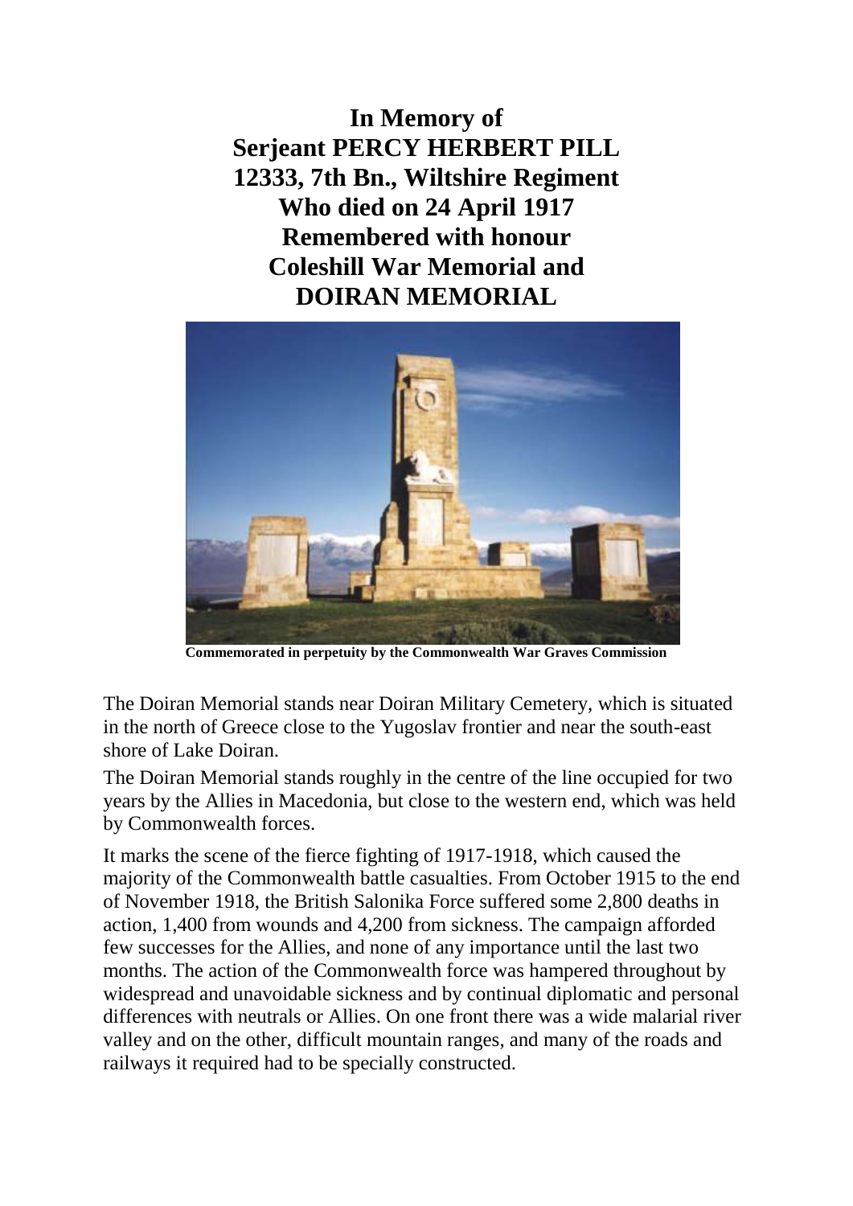# In Memory of
# Serjeant PERCY HERBERT PILL
# 12333, 7th Bn., Wiltshire Regiment
# Who died on 24 April 1917
# Remembered with honour
# Coleshill War Memorial and
# DOIRAN MEMORIAL

**Commemorated in perpetuity by the Commonwealth War Graves Commission**

The Doiran Memorial stands near Doiran Military Cemetery, which is situated in the north of Greece close to the Yugoslav frontier and near the south-east shore of Lake Doiran.

The Doiran Memorial stands roughly in the centre of the line occupied for two years by the Allies in Macedonia, but close to the western end, which was held by Commonwealth forces.

It marks the scene of the fierce fighting of 1917-1918, which caused the majority of the Commonwealth battle casualties. From October 1915 to the end of November 1918, the British Salonika Force suffered some 2,800 deaths in action, 1,400 from wounds and 4,200 from sickness. The campaign afforded few successes for the Allies, and none of any importance until the last two months. The action of the Commonwealth force was hampered throughout by widespread and unavoidable sickness and by continual diplomatic and personal differences with neutrals or Allies. On one front there was a wide malarial river valley and on the other, difficult mountain ranges, and many of the roads and railways it required had to be specially constructed.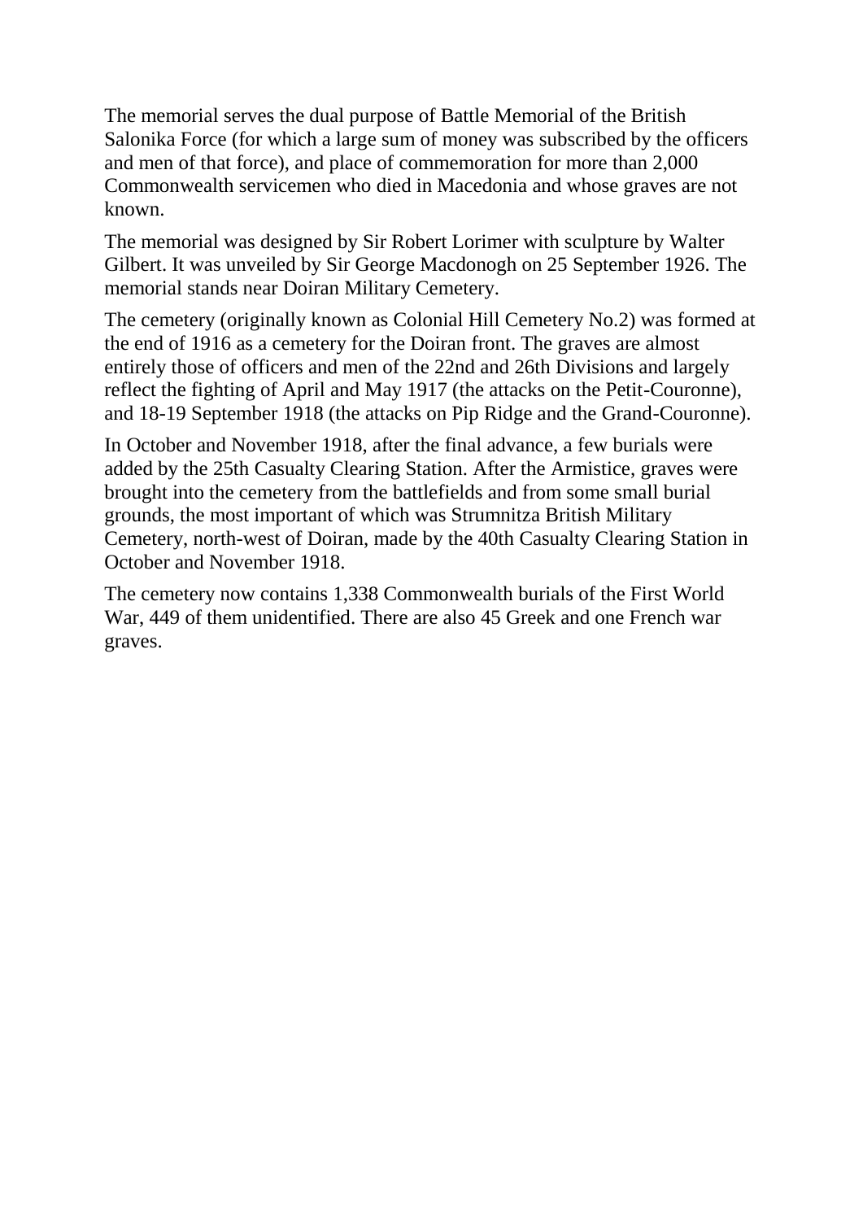The memorial serves the dual purpose of Battle Memorial of the British Salonika Force (for which a large sum of money was subscribed by the officers and men of that force), and place of commemoration for more than 2,000 Commonwealth servicemen who died in Macedonia and whose graves are not known.

The memorial was designed by Sir Robert Lorimer with sculpture by Walter Gilbert. It was unveiled by Sir George Macdonogh on 25 September 1926. The memorial stands near Doiran Military Cemetery.

The cemetery (originally known as Colonial Hill Cemetery No.2) was formed at the end of 1916 as a cemetery for the Doiran front. The graves are almost entirely those of officers and men of the 22nd and 26th Divisions and largely reflect the fighting of April and May 1917 (the attacks on the Petit-Couronne), and 18-19 September 1918 (the attacks on Pip Ridge and the Grand-Couronne).

In October and November 1918, after the final advance, a few burials were added by the 25th Casualty Clearing Station. After the Armistice, graves were brought into the cemetery from the battlefields and from some small burial grounds, the most important of which was Strumnitza British Military Cemetery, north-west of Doiran, made by the 40th Casualty Clearing Station in October and November 1918.

The cemetery now contains 1,338 Commonwealth burials of the First World War, 449 of them unidentified. There are also 45 Greek and one French war graves.